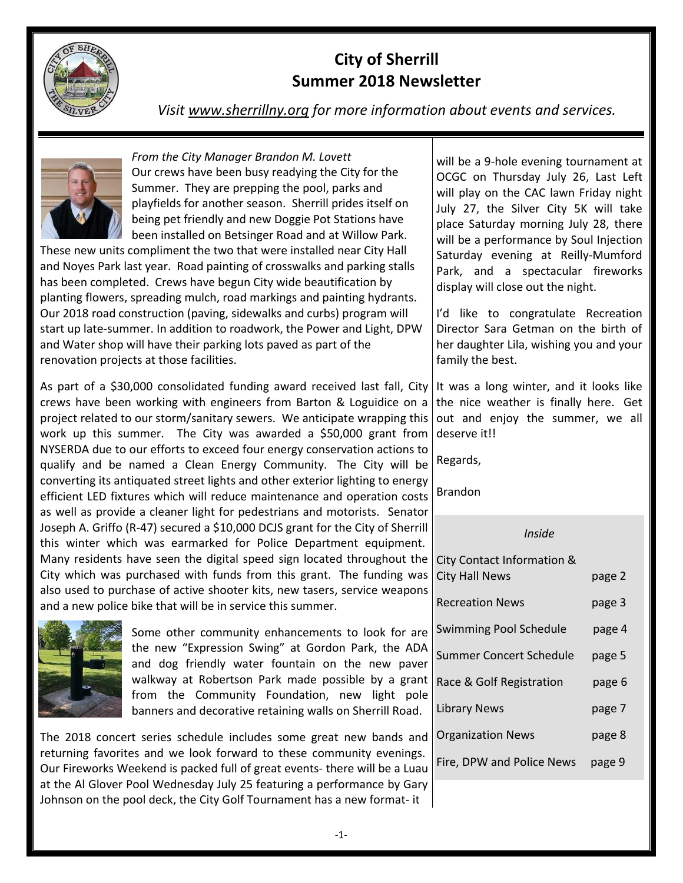# City of Sherrill
## Summer 2018 Newsletter

*Visit www.sherrillny.org for more information about events and services.*

*From the City Manager Brandon M. Lovett*

Our crews have been busy readying the City for the Summer. They are prepping the pool, parks and playfields for another season. Sherrill prides itself on being pet friendly and new Doggie Pot Stations have been installed on Betsinger Road and at Willow Park. These new units compliment the two that were installed near City Hall and Noyes Park last year. Road painting of crosswalks and parking stalls has been completed. Crews have begun City wide beautification by planting flowers, spreading mulch, road markings and painting hydrants. Our 2018 road construction (paving, sidewalks and curbs) program will start up late-summer. In addition to roadwork, the Power and Light, DPW and Water shop will have their parking lots paved as part of the renovation projects at those facilities.

As part of a $30,000 consolidated funding award received last fall, City crews have been working with engineers from Barton & Loguidice on a project related to our storm/sanitary sewers. We anticipate wrapping this work up this summer. The City was awarded a $50,000 grant from NYSERDA due to our efforts to exceed four energy conservation actions to qualify and be named a Clean Energy Community. The City will be converting its antiquated street lights and other exterior lighting to energy efficient LED fixtures which will reduce maintenance and operation costs as well as provide a cleaner light for pedestrians and motorists. Senator Joseph A. Griffo (R-47) secured a $10,000 DCJS grant for the City of Sherrill this winter which was earmarked for Police Department equipment. Many residents have seen the digital speed sign located throughout the City which was purchased with funds from this grant. The funding was also used to purchase of active shooter kits, new tasers, service weapons and a new police bike that will be in service this summer.

Some other community enhancements to look for are the new "Expression Swing" at Gordon Park, the ADA and dog friendly water fountain on the new paver walkway at Robertson Park made possible by a grant from the Community Foundation, new light pole banners and decorative retaining walls on Sherrill Road.

The 2018 concert series schedule includes some great new bands and returning favorites and we look forward to these community evenings. Our Fireworks Weekend is packed full of great events- there will be a Luau at the Al Glover Pool Wednesday July 25 featuring a performance by Gary Johnson on the pool deck, the City Golf Tournament has a new format- it will be a 9-hole evening tournament at OCGC on Thursday July 26, Last Left will play on the CAC lawn Friday night July 27, the Silver City 5K will take place Saturday morning July 28, there will be a performance by Soul Injection Saturday evening at Reilly-Mumford Park, and a spectacular fireworks display will close out the night.

I'd like to congratulate Recreation Director Sara Getman on the birth of her daughter Lila, wishing you and your family the best.

It was a long winter, and it looks like the nice weather is finally here. Get out and enjoy the summer, we all deserve it!!

Regards,

Brandon

*Inside*

| | |
|---|---|
| City Contact Information & City Hall News | page 2 |
| Recreation News | page 3 |
| Swimming Pool Schedule | page 4 |
| Summer Concert Schedule | page 5 |
| Race & Golf Registration | page 6 |
| Library News | page 7 |
| Organization News | page 8 |
| Fire, DPW and Police News | page 9 |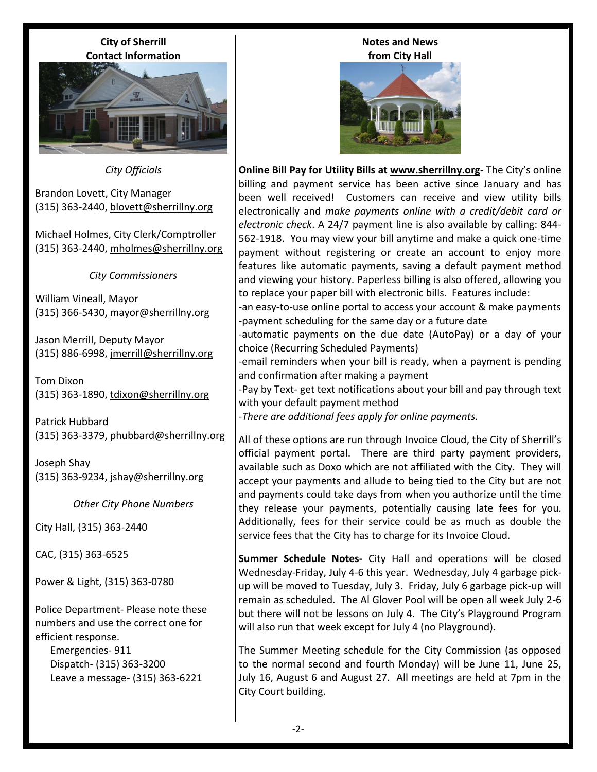## City of Sherrill Contact Information

*City Officials*

Brandon Lovett, City Manager
(315) 363-2440, blovett@sherrillny.org

Michael Holmes, City Clerk/Comptroller
(315) 363-2440, mholmes@sherrillny.org

*City Commissioners*

William Vineall, Mayor
(315) 366-5430, mayor@sherrillny.org

Jason Merrill, Deputy Mayor
(315) 886-6998, jmerrill@sherrillny.org

Tom Dixon
(315) 363-1890, tdixon@sherrillny.org

Patrick Hubbard
(315) 363-3379, phubbard@sherrillny.org

Joseph Shay
(315) 363-9234, jshay@sherrillny.org

*Other City Phone Numbers*

City Hall, (315) 363-2440

CAC, (315) 363-6525

Power & Light, (315) 363-0780

Police Department- Please note these numbers and use the correct one for efficient response.
- Emergencies- 911
- Dispatch- (315) 363-3200
- Leave a message- (315) 363-6221

## Notes and News from City Hall

**Online Bill Pay for Utility Bills at www.sherrillny.org-** The City's online billing and payment service has been active since January and has been well received! Customers can receive and view utility bills electronically and *make payments online with a credit/debit card or electronic check*. A 24/7 payment line is also available by calling: 844-562-1918. You may view your bill anytime and make a quick one-time payment without registering or create an account to enjoy more features like automatic payments, saving a default payment method and viewing your history. Paperless billing is also offered, allowing you to replace your paper bill with electronic bills. Features include:

-an easy-to-use online portal to access your account & make payments
-payment scheduling for the same day or a future date
-automatic payments on the due date (AutoPay) or a day of your choice (Recurring Scheduled Payments)
-email reminders when your bill is ready, when a payment is pending and confirmation after making a payment
-Pay by Text- get text notifications about your bill and pay through text with your default payment method
-*There are additional fees apply for online payments.*

All of these options are run through Invoice Cloud, the City of Sherrill's official payment portal. There are third party payment providers, available such as Doxo which are not affiliated with the City. They will accept your payments and allude to being tied to the City but are not and payments could take days from when you authorize until the time they release your payments, potentially causing late fees for you. Additionally, fees for their service could be as much as double the service fees that the City has to charge for its Invoice Cloud.

**Summer Schedule Notes-** City Hall and operations will be closed Wednesday-Friday, July 4-6 this year. Wednesday, July 4 garbage pick-up will be moved to Tuesday, July 3. Friday, July 6 garbage pick-up will remain as scheduled. The Al Glover Pool will be open all week July 2-6 but there will not be lessons on July 4. The City's Playground Program will also run that week except for July 4 (no Playground).

The Summer Meeting schedule for the City Commission (as opposed to the normal second and fourth Monday) will be June 11, June 25, July 16, August 6 and August 27. All meetings are held at 7pm in the City Court building.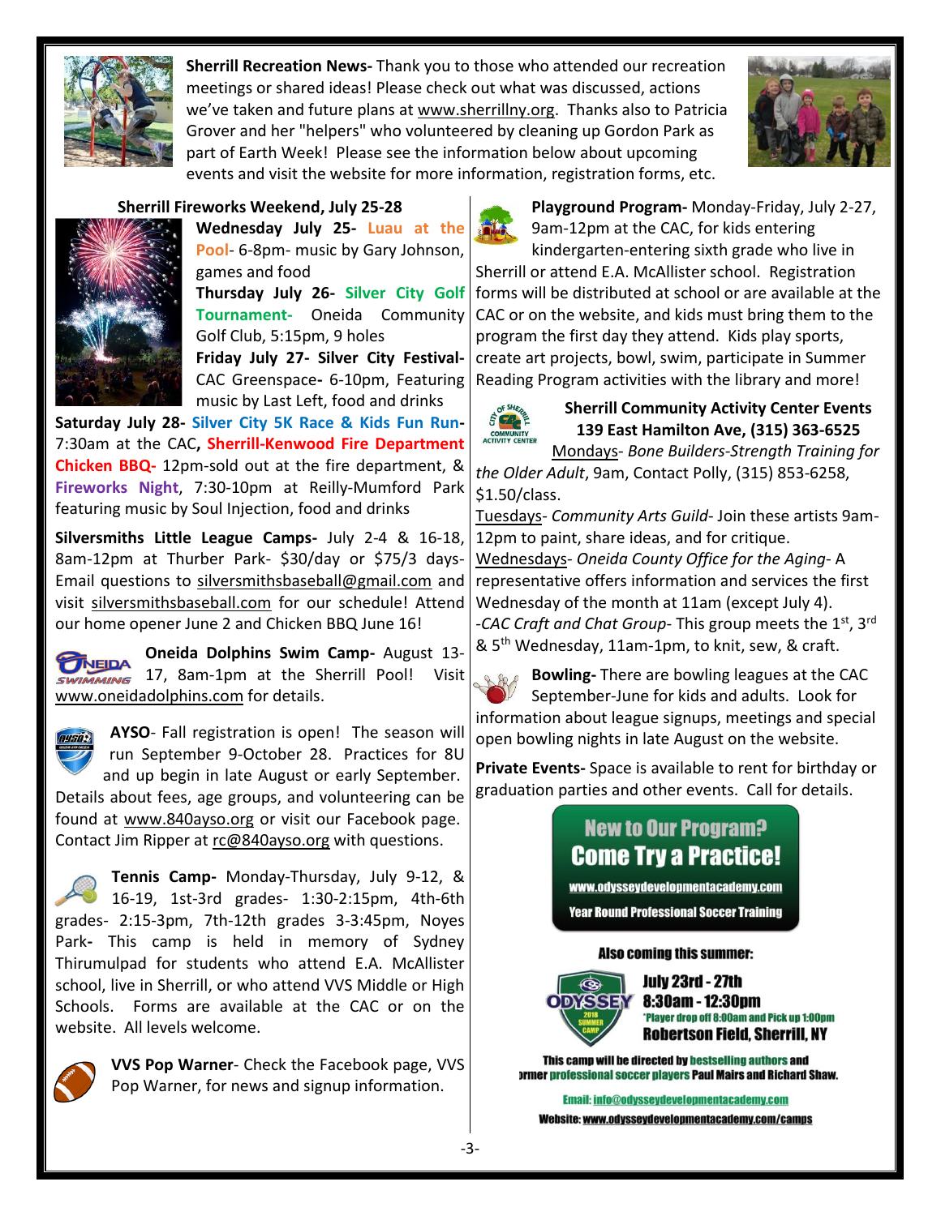**Sherrill Recreation News-** Thank you to those who attended our recreation meetings or shared ideas! Please check out what was discussed, actions we've taken and future plans at www.sherrillny.org. Thanks also to Patricia Grover and her "helpers" who volunteered by cleaning up Gordon Park as part of Earth Week! Please see the information below about upcoming events and visit the website for more information, registration forms, etc.

### Sherrill Fireworks Weekend, July 25-28

**Wednesday July 25- Luau at the Pool**- 6-8pm- music by Gary Johnson, games and food

**Thursday July 26- Silver City Golf Tournament-** Oneida Community Golf Club, 5:15pm, 9 holes

**Friday July 27- Silver City Festival-** CAC Greenspace- 6-10pm, Featuring music by Last Left, food and drinks

**Saturday July 28- Silver City 5K Race & Kids Fun Run-** 7:30am at the CAC, **Sherrill-Kenwood Fire Department Chicken BBQ-** 12pm-sold out at the fire department, & **Fireworks Night**, 7:30-10pm at Reilly-Mumford Park featuring music by Soul Injection, food and drinks

**Silversmiths Little League Camps-** July 2-4 & 16-18, 8am-12pm at Thurber Park- $30/day or $75/3 days- Email questions to silversmithsbaseball@gmail.com and visit silversmithsbaseball.com for our schedule! Attend our home opener June 2 and Chicken BBQ June 16!

**Oneida Dolphins Swim Camp-** August 13-17, 8am-1pm at the Sherrill Pool! Visit www.oneidadolphins.com for details.

**AYSO**- Fall registration is open! The season will run September 9-October 28. Practices for 8U and up begin in late August or early September. Details about fees, age groups, and volunteering can be found at www.840ayso.org or visit our Facebook page. Contact Jim Ripper at rc@840ayso.org with questions.

**Tennis Camp-** Monday-Thursday, July 9-12, & 16-19, 1st-3rd grades- 1:30-2:15pm, 4th-6th grades- 2:15-3pm, 7th-12th grades 3-3:45pm, Noyes Park**-** This camp is held in memory of Sydney Thirumulpad for students who attend E.A. McAllister school, live in Sherrill, or who attend VVS Middle or High Schools. Forms are available at the CAC or on the website. All levels welcome.

**VVS Pop Warner**- Check the Facebook page, VVS Pop Warner, for news and signup information.

**Playground Program-** Monday-Friday, July 2-27, 9am-12pm at the CAC, for kids entering kindergarten-entering sixth grade who live in Sherrill or attend E.A. McAllister school. Registration forms will be distributed at school or are available at the CAC or on the website, and kids must bring them to the program the first day they attend. Kids play sports, create art projects, bowl, swim, participate in Summer Reading Program activities with the library and more!

### Sherrill Community Activity Center Events
### 139 East Hamilton Ave, (315) 363-6525

Mondays- *Bone Builders-Strength Training for the Older Adult*, 9am, Contact Polly, (315) 853-6258, $1.50/class.

Tuesdays- *Community Arts Guild*- Join these artists 9am-12pm to paint, share ideas, and for critique.

Wednesdays- *Oneida County Office for the Aging*- A representative offers information and services the first Wednesday of the month at 11am (except July 4).

-*CAC Craft and Chat Group*- This group meets the 1st, 3rd & 5th Wednesday, 11am-1pm, to knit, sew, & craft.

**Bowling-** There are bowling leagues at the CAC September-June for kids and adults. Look for information about league signups, meetings and special open bowling nights in late August on the website.

**Private Events-** Space is available to rent for birthday or graduation parties and other events. Call for details.

**New to Our Program?**
**Come Try a Practice!**
www.odysseydevelopmentacademy.com
Year Round Professional Soccer Training

**Also coming this summer:**

ODYSSEY 2018 Summer Camp
**July 23rd - 27th**
**8:30am - 12:30pm**
*Player drop off 8:00am and Pick up 1:00pm
**Robertson Field, Sherrill, NY**

This camp will be directed by bestselling authors and former professional soccer players Paul Mairs and Richard Shaw.

Email: info@odysseydevelopmentacademy.com
Website: www.odysseydevelopmentacademy.com/camps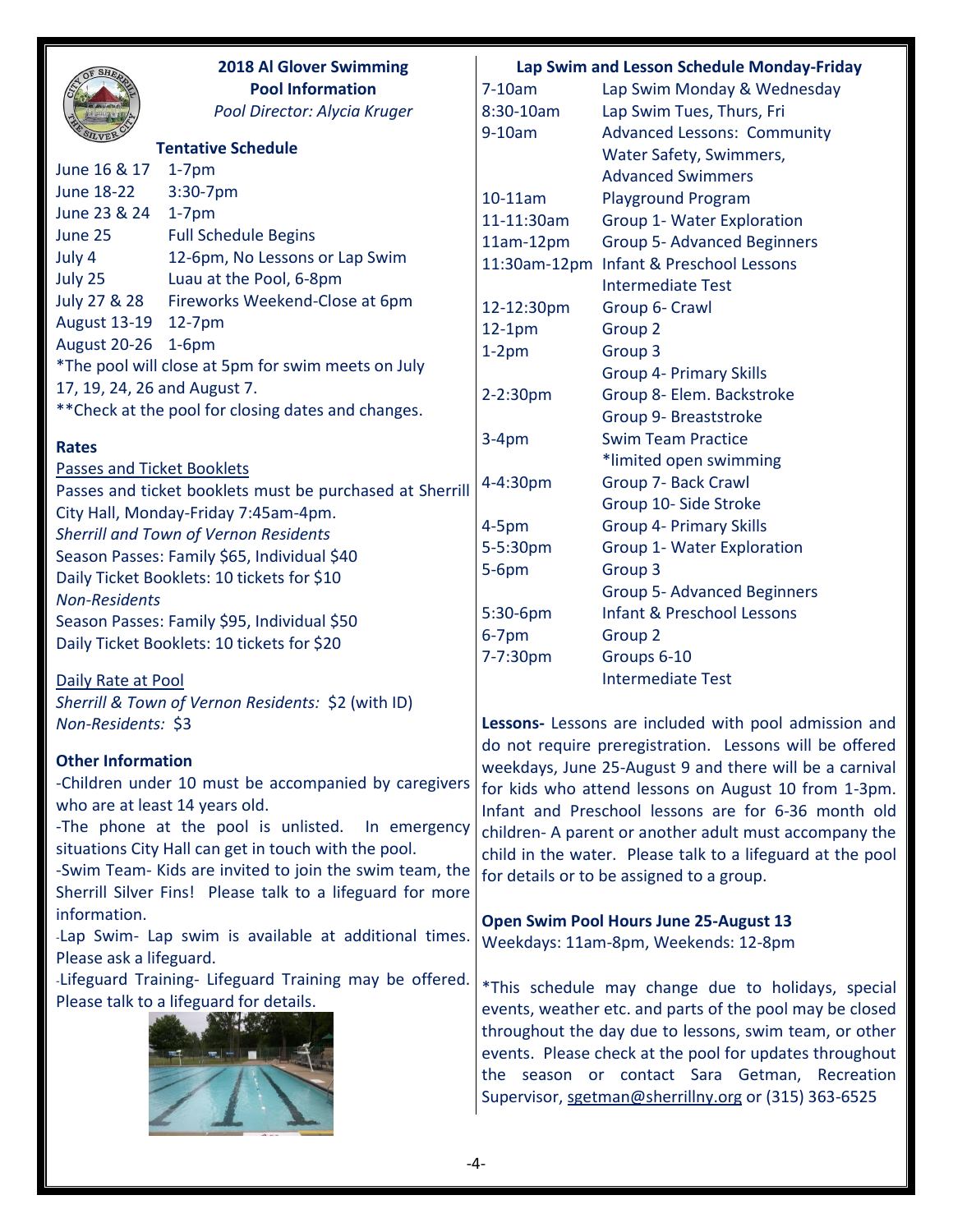## 2018 Al Glover Swimming Pool Information

*Pool Director: Alycia Kruger*

### Tentative Schedule

| | |
|---|---|
| June 16 & 17 | 1-7pm |
| June 18-22 | 3:30-7pm |
| June 23 & 24 | 1-7pm |
| June 25 | Full Schedule Begins |
| July 4 | 12-6pm, No Lessons or Lap Swim |
| July 25 | Luau at the Pool, 6-8pm |
| July 27 & 28 | Fireworks Weekend-Close at 6pm |
| August 13-19 | 12-7pm |
| August 20-26 | 1-6pm |

*The pool will close at 5pm for swim meets on July 17, 19, 24, 26 and August 7.

**Check at the pool for closing dates and changes.

### Rates

Passes and Ticket Booklets

Passes and ticket booklets must be purchased at Sherrill City Hall, Monday-Friday 7:45am-4pm.

*Sherrill and Town of Vernon Residents*

Season Passes: Family $65, Individual $40

Daily Ticket Booklets: 10 tickets for $10

*Non-Residents*

Season Passes: Family $95, Individual $50

Daily Ticket Booklets: 10 tickets for $20

Daily Rate at Pool

*Sherrill & Town of Vernon Residents:* $2 (with ID)

*Non-Residents:* $3

### Other Information

-Children under 10 must be accompanied by caregivers who are at least 14 years old.

-The phone at the pool is unlisted. In emergency situations City Hall can get in touch with the pool.

-Swim Team- Kids are invited to join the swim team, the Sherrill Silver Fins! Please talk to a lifeguard for more information.

-Lap Swim- Lap swim is available at additional times. Please ask a lifeguard.

-Lifeguard Training- Lifeguard Training may be offered. Please talk to a lifeguard for details.

### Lap Swim and Lesson Schedule Monday-Friday

| | |
|---|---|
| 7-10am | Lap Swim Monday & Wednesday |
| 8:30-10am | Lap Swim Tues, Thurs, Fri |
| 9-10am | Advanced Lessons: Community Water Safety, Swimmers, Advanced Swimmers |
| 10-11am | Playground Program |
| 11-11:30am | Group 1- Water Exploration |
| 11am-12pm | Group 5- Advanced Beginners |
| 11:30am-12pm | Infant & Preschool Lessons<br>Intermediate Test |
| 12-12:30pm | Group 6- Crawl |
| 12-1pm | Group 2 |
| 1-2pm | Group 3<br>Group 4- Primary Skills |
| 2-2:30pm | Group 8- Elem. Backstroke<br>Group 9- Breaststroke |
| 3-4pm | Swim Team Practice<br>*limited open swimming |
| 4-4:30pm | Group 7- Back Crawl<br>Group 10- Side Stroke |
| 4-5pm | Group 4- Primary Skills |
| 5-5:30pm | Group 1- Water Exploration |
| 5-6pm | Group 3<br>Group 5- Advanced Beginners |
| 5:30-6pm | Infant & Preschool Lessons |
| 6-7pm | Group 2 |
| 7-7:30pm | Groups 6-10<br>Intermediate Test |

**Lessons-** Lessons are included with pool admission and do not require preregistration. Lessons will be offered weekdays, June 25-August 9 and there will be a carnival for kids who attend lessons on August 10 from 1-3pm. Infant and Preschool lessons are for 6-36 month old children- A parent or another adult must accompany the child in the water. Please talk to a lifeguard at the pool for details or to be assigned to a group.

**Open Swim Pool Hours June 25-August 13**

Weekdays: 11am-8pm, Weekends: 12-8pm

*This schedule may change due to holidays, special events, weather etc. and parts of the pool may be closed throughout the day due to lessons, swim team, or other events. Please check at the pool for updates throughout the season or contact Sara Getman, Recreation Supervisor, sgetman@sherrillny.org or (315) 363-6525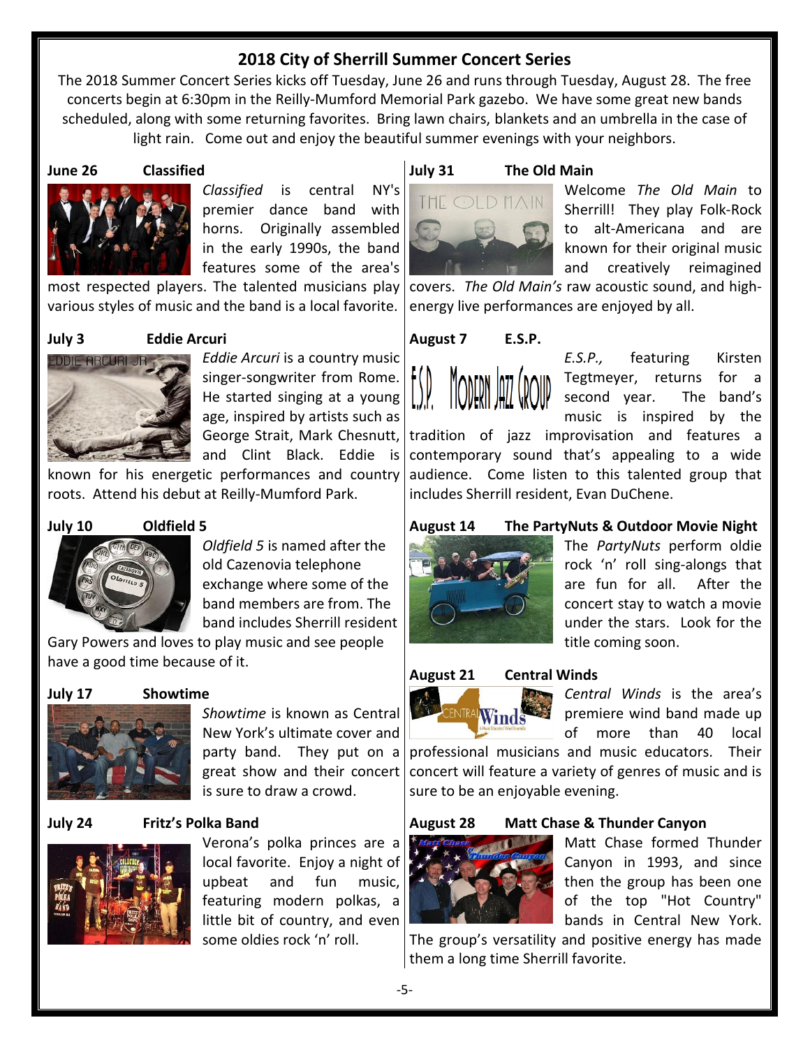## 2018 City of Sherrill Summer Concert Series

The 2018 Summer Concert Series kicks off Tuesday, June 26 and runs through Tuesday, August 28. The free concerts begin at 6:30pm in the Reilly-Mumford Memorial Park gazebo. We have some great new bands scheduled, along with some returning favorites. Bring lawn chairs, blankets and an umbrella in the case of light rain. Come out and enjoy the beautiful summer evenings with your neighbors.

### June 26 Classified

*Classified* is central NY's premier dance band with horns. Originally assembled in the early 1990s, the band features some of the area's most respected players. The talented musicians play various styles of music and the band is a local favorite.

### July 3 Eddie Arcuri

*Eddie Arcuri* is a country music singer-songwriter from Rome. He started singing at a young age, inspired by artists such as George Strait, Mark Chesnutt, and Clint Black. Eddie is known for his energetic performances and country roots. Attend his debut at Reilly-Mumford Park.

### July 10 Oldfield 5

*Oldfield 5* is named after the old Cazenovia telephone exchange where some of the band members are from. The band includes Sherrill resident Gary Powers and loves to play music and see people have a good time because of it.

### July 17 Showtime

*Showtime* is known as Central New York's ultimate cover and party band. They put on a great show and their concert is sure to draw a crowd.

### July 24 Fritz's Polka Band

Verona's polka princes are a local favorite. Enjoy a night of upbeat and fun music, featuring modern polkas, a little bit of country, and even some oldies rock 'n' roll.

### July 31 The Old Main

Welcome *The Old Main* to Sherrill! They play Folk-Rock to alt-Americana and are known for their original music and creatively reimagined covers. *The Old Main's* raw acoustic sound, and high-energy live performances are enjoyed by all.

### August 7 E.S.P.

*E.S.P.,* featuring Kirsten Tegtmeyer, returns for a second year. The band's music is inspired by the tradition of jazz improvisation and features a contemporary sound that's appealing to a wide audience. Come listen to this talented group that includes Sherrill resident, Evan DuChene.

### August 14 The PartyNuts & Outdoor Movie Night

The *PartyNuts* perform oldie rock 'n' roll sing-alongs that are fun for all. After the concert stay to watch a movie under the stars. Look for the title coming soon.

### August 21 Central Winds

*Central Winds* is the area's premiere wind band made up of more than 40 local professional musicians and music educators. Their concert will feature a variety of genres of music and is sure to be an enjoyable evening.

### August 28 Matt Chase & Thunder Canyon

Matt Chase formed Thunder Canyon in 1993, and since then the group has been one of the top "Hot Country" bands in Central New York. The group's versatility and positive energy has made them a long time Sherrill favorite.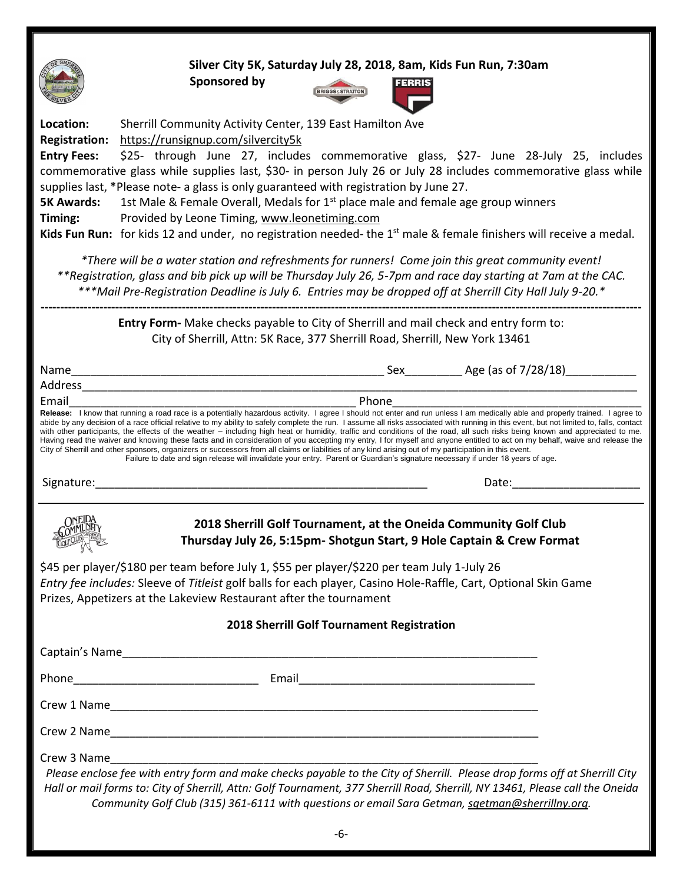## Silver City 5K, Saturday July 28, 2018, 8am, Kids Fun Run, 7:30am

**Sponsored by**

**Location:** Sherrill Community Activity Center, 139 East Hamilton Ave

**Registration:** https://runsignup.com/silvercity5k

**Entry Fees:** $25- through June 27, includes commemorative glass, $27- June 28-July 25, includes commemorative glass while supplies last, $30- in person July 26 or July 28 includes commemorative glass while supplies last, *Please note- a glass is only guaranteed with registration by June 27.

**5K Awards:** 1st Male & Female Overall, Medals for 1st place male and female age group winners

**Timing:** Provided by Leone Timing, www.leonetiming.com

**Kids Fun Run:** for kids 12 and under, no registration needed- the 1st male & female finishers will receive a medal.

*\*There will be a water station and refreshments for runners! Come join this great community event!*

*\*\*Registration, glass and bib pick up will be Thursday July 26, 5-7pm and race day starting at 7am at the CAC.*

*\*\*\*Mail Pre-Registration Deadline is July 6. Entries may be dropped off at Sherrill City Hall July 9-20.\**

---

**Entry Form-** Make checks payable to City of Sherrill and mail check and entry form to:
City of Sherrill, Attn: 5K Race, 377 Sherrill Road, Sherrill, New York 13461

Name__________________________________________________ Sex_________ Age (as of 7/28/18)___________

Address________________________________________________________________________________________

Email_____________________________________________ Phone_______________________________________

**Release:** I know that running a road race is a potentially hazardous activity. I agree I should not enter and run unless I am medically able and properly trained. I agree to abide by any decision of a race official relative to my ability to safely complete the run. I assume all risks associated with running in this event, but not limited to, falls, contact with other participants, the effects of the weather – including high heat or humidity, traffic and conditions of the road, all such risks being known and appreciated to me. Having read the waiver and knowing these facts and in consideration of you accepting my entry, I for myself and anyone entitled to act on my behalf, waive and release the City of Sherrill and other sponsors, organizers or successors from all claims or liabilities of any kind arising out of my participation in this event.
Failure to date and sign release will invalidate your entry. Parent or Guardian's signature necessary if under 18 years of age.

Signature:_____________________________________________________ Date:____________________

---

## 2018 Sherrill Golf Tournament, at the Oneida Community Golf Club
## Thursday July 26, 5:15pm- Shotgun Start, 9 Hole Captain & Crew Format

$45 per player/$180 per team before July 1, $55 per player/$220 per team July 1-July 26

*Entry fee includes:* Sleeve of *Titleist* golf balls for each player, Casino Hole-Raffle, Cart, Optional Skin Game Prizes, Appetizers at the Lakeview Restaurant after the tournament

### 2018 Sherrill Golf Tournament Registration

Captain's Name__________________________________________________________________

Phone_____________________________ Email_____________________________________

Crew 1 Name____________________________________________________________________

Crew 2 Name____________________________________________________________________

Crew 3 Name____________________________________________________________________

*Please enclose fee with entry form and make checks payable to the City of Sherrill. Please drop forms off at Sherrill City Hall or mail forms to: City of Sherrill, Attn: Golf Tournament, 377 Sherrill Road, Sherrill, NY 13461, Please call the Oneida Community Golf Club (315) 361-6111 with questions or email Sara Getman, sgetman@sherrillny.org.*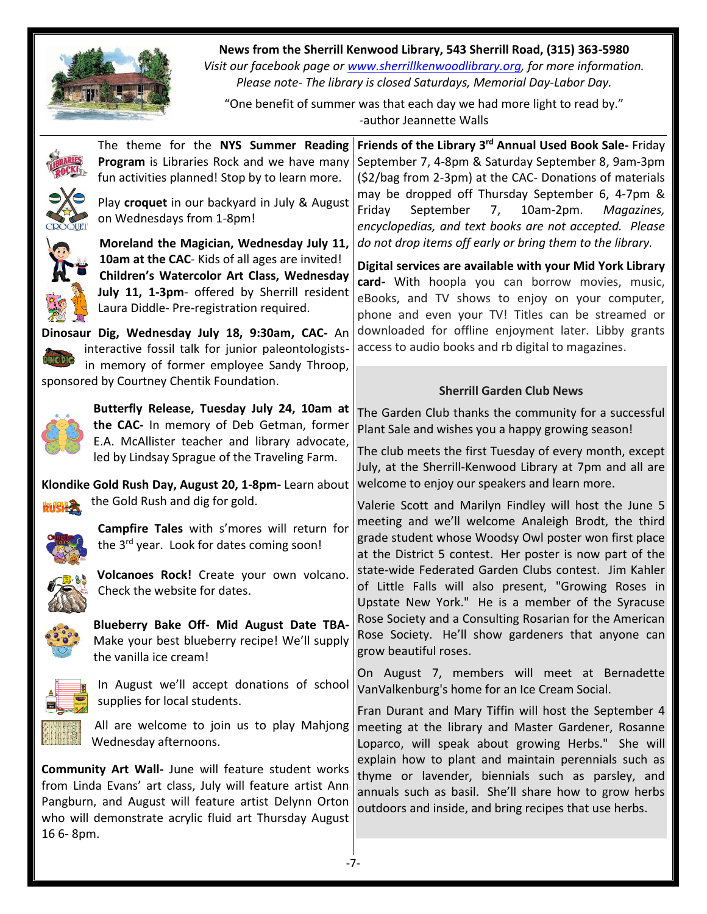**News from the Sherrill Kenwood Library, 543 Sherrill Road, (315) 363-5980**

*Visit our facebook page or www.sherrillkenwoodlibrary.org, for more information.*
*Please note- The library is closed Saturdays, Memorial Day-Labor Day.*

"One benefit of summer was that each day we had more light to read by."
-author Jeannette Walls

The theme for the **NYS Summer Reading Program** is Libraries Rock and we have many fun activities planned! Stop by to learn more.

Play **croquet** in our backyard in July & August on Wednesdays from 1-8pm!

**Moreland the Magician, Wednesday July 11, 10am at the CAC**- Kids of all ages are invited!

**Children's Watercolor Art Class, Wednesday July 11, 1-3pm**- offered by Sherrill resident Laura Diddle- Pre-registration required.

**Dinosaur Dig, Wednesday July 18, 9:30am, CAC-** An interactive fossil talk for junior paleontologists- in memory of former employee Sandy Throop, sponsored by Courtney Chentik Foundation.

**Butterfly Release, Tuesday July 24, 10am at the CAC-** In memory of Deb Getman, former E.A. McAllister teacher and library advocate, led by Lindsay Sprague of the Traveling Farm.

**Klondike Gold Rush Day, August 20, 1-8pm-** Learn about the Gold Rush and dig for gold.

**Campfire Tales** with s'mores will return for the 3rd year. Look for dates coming soon!

**Volcanoes Rock!** Create your own volcano. Check the website for dates.

**Blueberry Bake Off- Mid August Date TBA-** Make your best blueberry recipe! We'll supply the vanilla ice cream!

In August we'll accept donations of school supplies for local students.

All are welcome to join us to play Mahjong Wednesday afternoons.

**Community Art Wall-** June will feature student works from Linda Evans' art class, July will feature artist Ann Pangburn, and August will feature artist Delynn Orton who will demonstrate acrylic fluid art Thursday August 16 6- 8pm.

**Friends of the Library 3rd Annual Used Book Sale-** Friday September 7, 4-8pm & Saturday September 8, 9am-3pm ($2/bag from 2-3pm) at the CAC- Donations of materials may be dropped off Thursday September 6, 4-7pm & Friday September 7, 10am-2pm. *Magazines, encyclopedias, and text books are not accepted. Please do not drop items off early or bring them to the library.*

**Digital services are available with your Mid York Library card-** With hoopla you can borrow movies, music, eBooks, and TV shows to enjoy on your computer, phone and even your TV! Titles can be streamed or downloaded for offline enjoyment later. Libby grants access to audio books and rb digital to magazines.

## Sherrill Garden Club News

The Garden Club thanks the community for a successful Plant Sale and wishes you a happy growing season!

The club meets the first Tuesday of every month, except July, at the Sherrill-Kenwood Library at 7pm and all are welcome to enjoy our speakers and learn more.

Valerie Scott and Marilyn Findley will host the June 5 meeting and we'll welcome Analeigh Brodt, the third grade student whose Woodsy Owl poster won first place at the District 5 contest. Her poster is now part of the state-wide Federated Garden Clubs contest. Jim Kahler of Little Falls will also present, "Growing Roses in Upstate New York." He is a member of the Syracuse Rose Society and a Consulting Rosarian for the American Rose Society. He'll show gardeners that anyone can grow beautiful roses.

On August 7, members will meet at Bernadette VanValkenburg's home for an Ice Cream Social.

Fran Durant and Mary Tiffin will host the September 4 meeting at the library and Master Gardener, Rosanne Loparco, will speak about growing Herbs." She will explain how to plant and maintain perennials such as thyme or lavender, biennials such as parsley, and annuals such as basil. She'll share how to grow herbs outdoors and inside, and bring recipes that use herbs.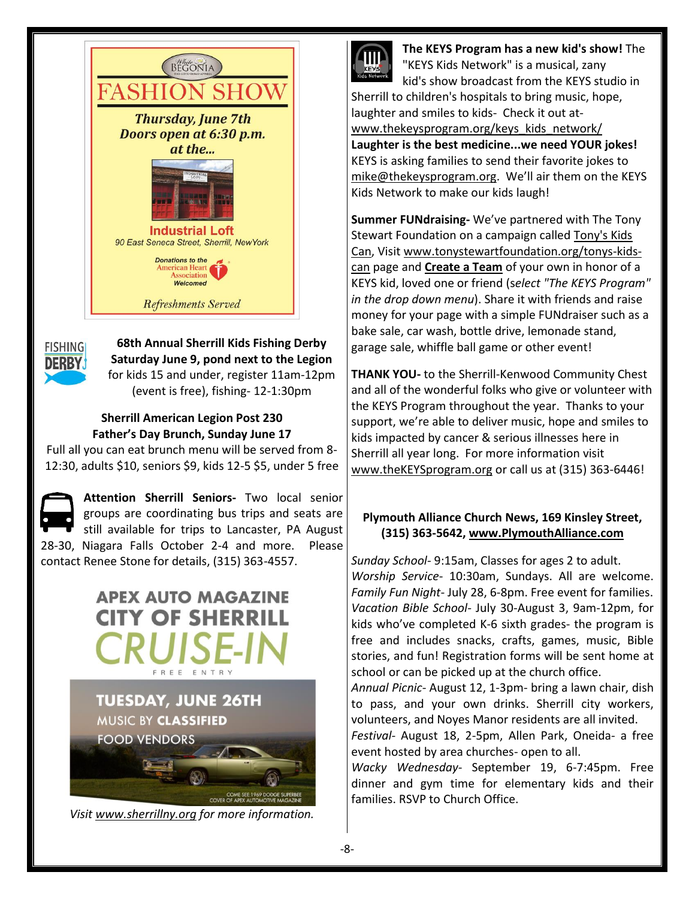White BEGONIA

# FASHION SHOW

***Thursday, June 7th***
***Doors open at 6:30 p.m.***
***at the...***

**Industrial Loft**
*90 East Seneca Street, Sherrill, New York*

***Donations to the American Heart Association Welcomed***

*Refreshments Served*

**68th Annual Sherrill Kids Fishing Derby**
**Saturday June 9, pond next to the Legion**
for kids 15 and under, register 11am-12pm (event is free), fishing- 12-1:30pm

**Sherrill American Legion Post 230**
**Father's Day Brunch, Sunday June 17**
Full all you can eat brunch menu will be served from 8-12:30, adults $10, seniors $9, kids 12-5 $5, under 5 free

**Attention Sherrill Seniors-** Two local senior groups are coordinating bus trips and seats are still available for trips to Lancaster, PA August 28-30, Niagara Falls October 2-4 and more. Please contact Renee Stone for details, (315) 363-4557.

**APEX AUTO MAGAZINE**
**CITY OF SHERRILL**
**CRUISE-IN**
FREE ENTRY

**TUESDAY, JUNE 26TH**
MUSIC BY **CLASSIFIED**
FOOD VENDORS

COME SEE 1969 DODGE SUPERBEE COVER OF APEX AUTOMOTIVE MAGAZINE

*Visit www.sherrillny.org for more information.*

**The KEYS Program has a new kid's show!** The "KEYS Kids Network" is a musical, zany kid's show broadcast from the KEYS studio in Sherrill to children's hospitals to bring music, hope, laughter and smiles to kids- Check it out at- www.thekeysprogram.org/keys_kids_network/
**Laughter is the best medicine...we need YOUR jokes!** KEYS is asking families to send their favorite jokes to mike@thekeysprogram.org. We'll air them on the KEYS Kids Network to make our kids laugh!

**Summer FUNdraising-** We've partnered with The Tony Stewart Foundation on a campaign called Tony's Kids Can, Visit www.tonystewartfoundation.org/tonys-kids-can page and **Create a Team** of your own in honor of a KEYS kid, loved one or friend (*select "The KEYS Program" in the drop down menu*). Share it with friends and raise money for your page with a simple FUNdraiser such as a bake sale, car wash, bottle drive, lemonade stand, garage sale, whiffle ball game or other event!

**THANK YOU-** to the Sherrill-Kenwood Community Chest and all of the wonderful folks who give or volunteer with the KEYS Program throughout the year. Thanks to your support, we're able to deliver music, hope and smiles to kids impacted by cancer & serious illnesses here in Sherrill all year long. For more information visit www.theKEYSprogram.org or call us at (315) 363-6446!

**Plymouth Alliance Church News, 169 Kinsley Street, (315) 363-5642, www.PlymouthAlliance.com**

*Sunday School*- 9:15am, Classes for ages 2 to adult.
*Worship Service*- 10:30am, Sundays. All are welcome.
*Family Fun Night*- July 28, 6-8pm. Free event for families.
*Vacation Bible School*- July 30-August 3, 9am-12pm, for kids who've completed K-6 sixth grades- the program is free and includes snacks, crafts, games, music, Bible stories, and fun! Registration forms will be sent home at school or can be picked up at the church office.
*Annual Picnic*- August 12, 1-3pm- bring a lawn chair, dish to pass, and your own drinks. Sherrill city workers, volunteers, and Noyes Manor residents are all invited.
*Festival*- August 18, 2-5pm, Allen Park, Oneida- a free event hosted by area churches- open to all.
*Wacky Wednesday*- September 19, 6-7:45pm. Free dinner and gym time for elementary kids and their families. RSVP to Church Office.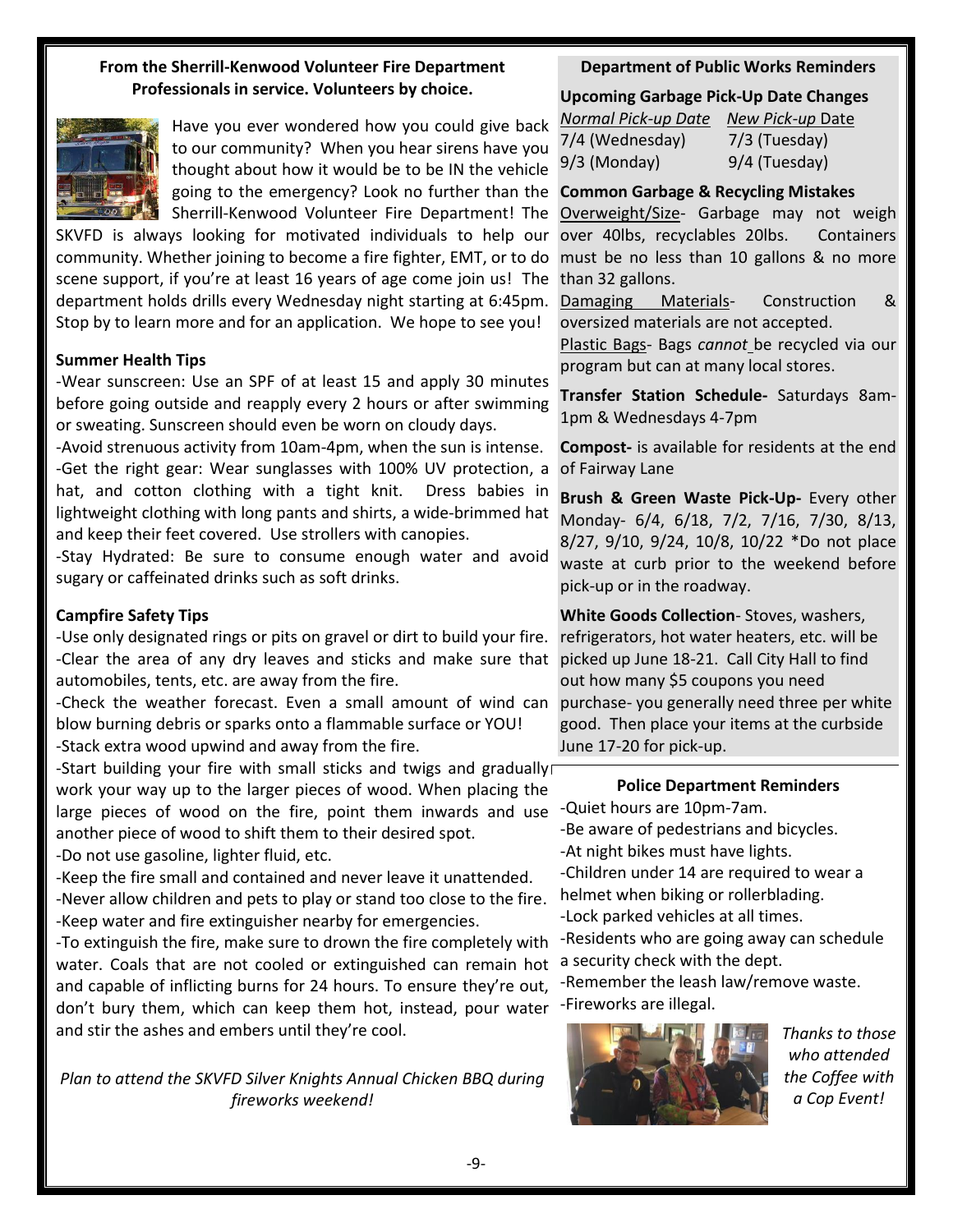**From the Sherrill-Kenwood Volunteer Fire Department**
**Professionals in service. Volunteers by choice.**

Have you ever wondered how you could give back to our community? When you hear sirens have you thought about how it would be to be IN the vehicle going to the emergency? Look no further than the Sherrill-Kenwood Volunteer Fire Department! The SKVFD is always looking for motivated individuals to help our community. Whether joining to become a fire fighter, EMT, or to do scene support, if you're at least 16 years of age come join us! The department holds drills every Wednesday night starting at 6:45pm. Stop by to learn more and for an application. We hope to see you!

**Summer Health Tips**

-Wear sunscreen: Use an SPF of at least 15 and apply 30 minutes before going outside and reapply every 2 hours or after swimming or sweating. Sunscreen should even be worn on cloudy days.
-Avoid strenuous activity from 10am-4pm, when the sun is intense.
-Get the right gear: Wear sunglasses with 100% UV protection, a hat, and cotton clothing with a tight knit. Dress babies in lightweight clothing with long pants and shirts, a wide-brimmed hat and keep their feet covered. Use strollers with canopies.
-Stay Hydrated: Be sure to consume enough water and avoid sugary or caffeinated drinks such as soft drinks.

**Campfire Safety Tips**

-Use only designated rings or pits on gravel or dirt to build your fire.
-Clear the area of any dry leaves and sticks and make sure that automobiles, tents, etc. are away from the fire.
-Check the weather forecast. Even a small amount of wind can blow burning debris or sparks onto a flammable surface or YOU!
-Stack extra wood upwind and away from the fire.
-Start building your fire with small sticks and twigs and gradually work your way up to the larger pieces of wood. When placing the large pieces of wood on the fire, point them inwards and use another piece of wood to shift them to their desired spot.
-Do not use gasoline, lighter fluid, etc.
-Keep the fire small and contained and never leave it unattended.
-Never allow children and pets to play or stand too close to the fire.
-Keep water and fire extinguisher nearby for emergencies.
-To extinguish the fire, make sure to drown the fire completely with water. Coals that are not cooled or extinguished can remain hot and capable of inflicting burns for 24 hours. To ensure they're out, don't bury them, which can keep them hot, instead, pour water and stir the ashes and embers until they're cool.

*Plan to attend the SKVFD Silver Knights Annual Chicken BBQ during fireworks weekend!*

**Department of Public Works Reminders**

**Upcoming Garbage Pick-Up Date Changes**

| *Normal Pick-up Date* | *New Pick-up* Date |
|---|---|
| 7/4 (Wednesday) | 7/3 (Tuesday) |
| 9/3 (Monday) | 9/4 (Tuesday) |

**Common Garbage & Recycling Mistakes**

Overweight/Size- Garbage may not weigh over 40lbs, recyclables 20lbs. Containers must be no less than 10 gallons & no more than 32 gallons.
Damaging Materials- Construction & oversized materials are not accepted.
Plastic Bags- Bags *cannot* be recycled via our program but can at many local stores.

**Transfer Station Schedule-** Saturdays 8am-1pm & Wednesdays 4-7pm

**Compost-** is available for residents at the end of Fairway Lane

**Brush & Green Waste Pick-Up-** Every other Monday- 6/4, 6/18, 7/2, 7/16, 7/30, 8/13, 8/27, 9/10, 9/24, 10/8, 10/22 *Do not place waste at curb prior to the weekend before pick-up or in the roadway.

**White Goods Collection**- Stoves, washers, refrigerators, hot water heaters, etc. will be picked up June 18-21. Call City Hall to find out how many $5 coupons you need purchase- you generally need three per white good. Then place your items at the curbside June 17-20 for pick-up.

**Police Department Reminders**

-Quiet hours are 10pm-7am.
-Be aware of pedestrians and bicycles.
-At night bikes must have lights.
-Children under 14 are required to wear a helmet when biking or rollerblading.
-Lock parked vehicles at all times.
-Residents who are going away can schedule a security check with the dept.
-Remember the leash law/remove waste.
-Fireworks are illegal.

*Thanks to those who attended the Coffee with a Cop Event!*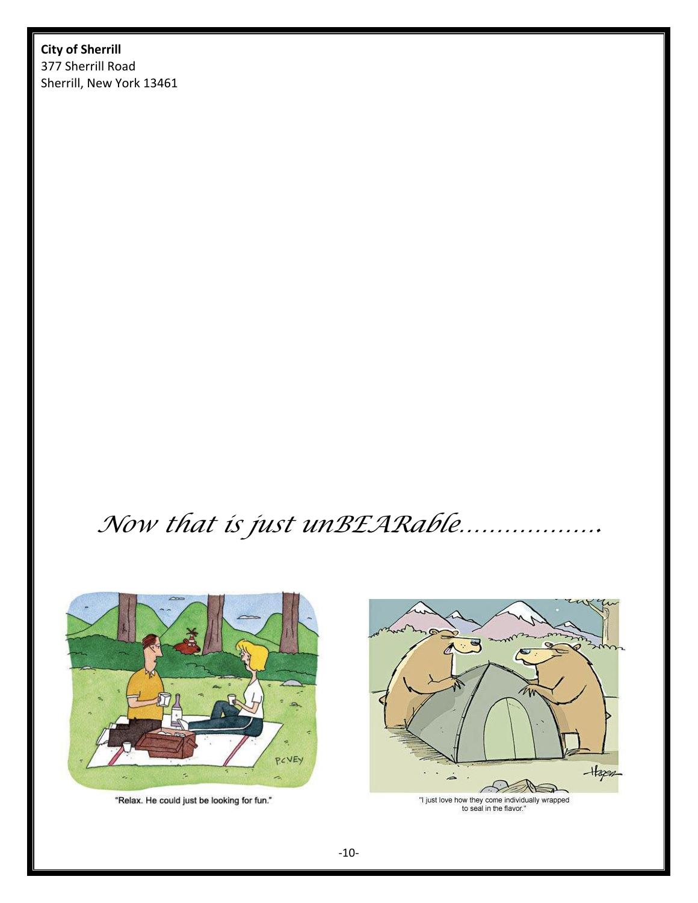**City of Sherrill**
377 Sherrill Road
Sherrill, New York 13461

*Now that is just unBEARable..................*

"Relax. He could just be looking for fun."

"I just love how they come individually wrapped to seal in the flavor."